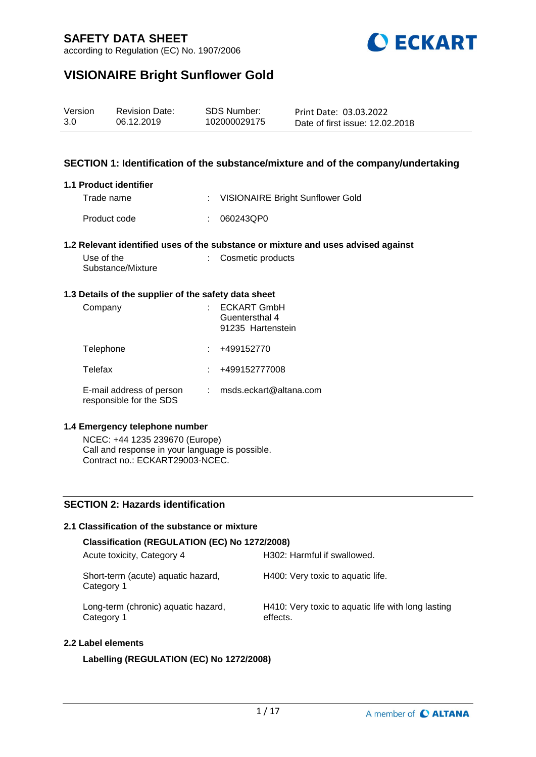# SAFETY DATA SHEET

according to Regulation (EC) No. 1907/2006

# VISIONAIRE Bright Sunflower Gold

| Version | Revision Date: | SDS Number: | Print Date: 03.03.2022 |
| --- | --- | --- | --- |
| 3.0 | 06.12.2019 | 102000029175 | Date of first issue: 12.02.2018 |

## SECTION 1: Identification of the substance/mixture and of the company/undertaking

### 1.1 Product identifier

Trade name : VISIONAIRE Bright Sunflower Gold

Product code : 060243QP0

### 1.2 Relevant identified uses of the substance or mixture and uses advised against

Use of the Substance/Mixture : Cosmetic products

### 1.3 Details of the supplier of the safety data sheet

Company : ECKART GmbH
Guentersthal 4
91235 Hartenstein

Telephone : +499152770

Telefax : +499152777008

E-mail address of person responsible for the SDS : msds.eckart@altana.com

### 1.4 Emergency telephone number

NCEC: +44 1235 239670 (Europe)
Call and response in your language is possible.
Contract no.: ECKART29003-NCEC.

## SECTION 2: Hazards identification

### 2.1 Classification of the substance or mixture

**Classification (REGULATION (EC) No 1272/2008)**

| | |
| --- | --- |
| Acute toxicity, Category 4 | H302: Harmful if swallowed. |
| Short-term (acute) aquatic hazard, Category 1 | H400: Very toxic to aquatic life. |
| Long-term (chronic) aquatic hazard, Category 1 | H410: Very toxic to aquatic life with long lasting effects. |

### 2.2 Label elements

**Labelling (REGULATION (EC) No 1272/2008)**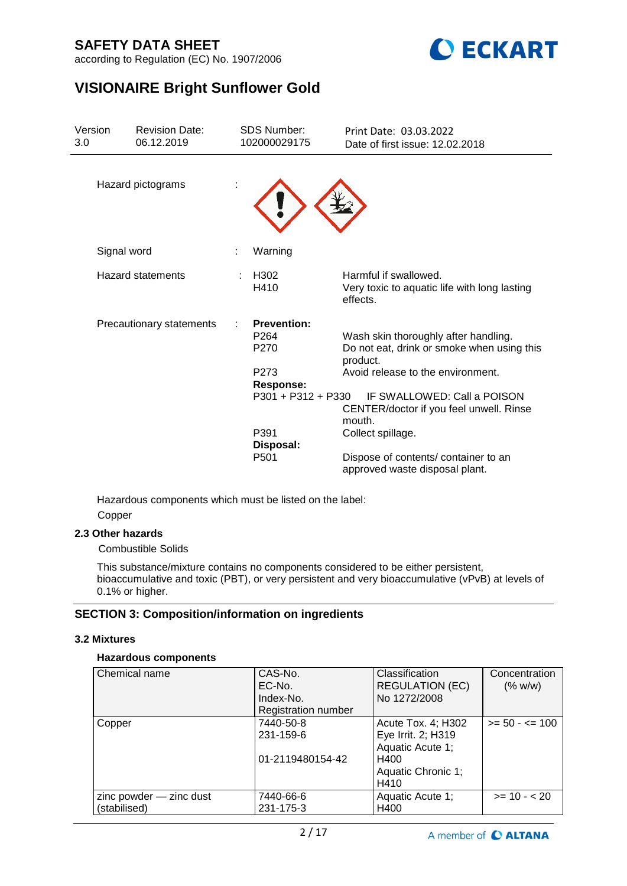Hazard pictograms :

Signal word : Warning

Hazard statements : H302 Harmful if swallowed.
H410 Very toxic to aquatic life with long lasting effects.

Precautionary statements : **Prevention:**
P264 Wash skin thoroughly after handling.
P270 Do not eat, drink or smoke when using this product.
P273 Avoid release to the environment.
**Response:**
P301 + P312 + P330 IF SWALLOWED: Call a POISON CENTER/doctor if you feel unwell. Rinse mouth.
P391 Collect spillage.
**Disposal:**
P501 Dispose of contents/ container to an approved waste disposal plant.

Hazardous components which must be listed on the label:
Copper

### 2.3 Other hazards

Combustible Solids

This substance/mixture contains no components considered to be either persistent, bioaccumulative and toxic (PBT), or very persistent and very bioaccumulative (vPvB) at levels of 0.1% or higher.

## SECTION 3: Composition/information on ingredients

### 3.2 Mixtures

**Hazardous components**

| Chemical name | CAS-No.<br>EC-No.<br>Index-No.<br>Registration number | Classification REGULATION (EC) No 1272/2008 | Concentration (% w/w) |
|---|---|---|---|
| Copper | 7440-50-8<br>231-159-6<br><br>01-2119480154-42 | Acute Tox. 4; H302<br>Eye Irrit. 2; H319<br>Aquatic Acute 1; H400<br>Aquatic Chronic 1; H410 | >= 50 - <= 100 |
| zinc powder — zinc dust (stabilised) | 7440-66-6<br>231-175-3 | Aquatic Acute 1; H400 | >= 10 - < 20 |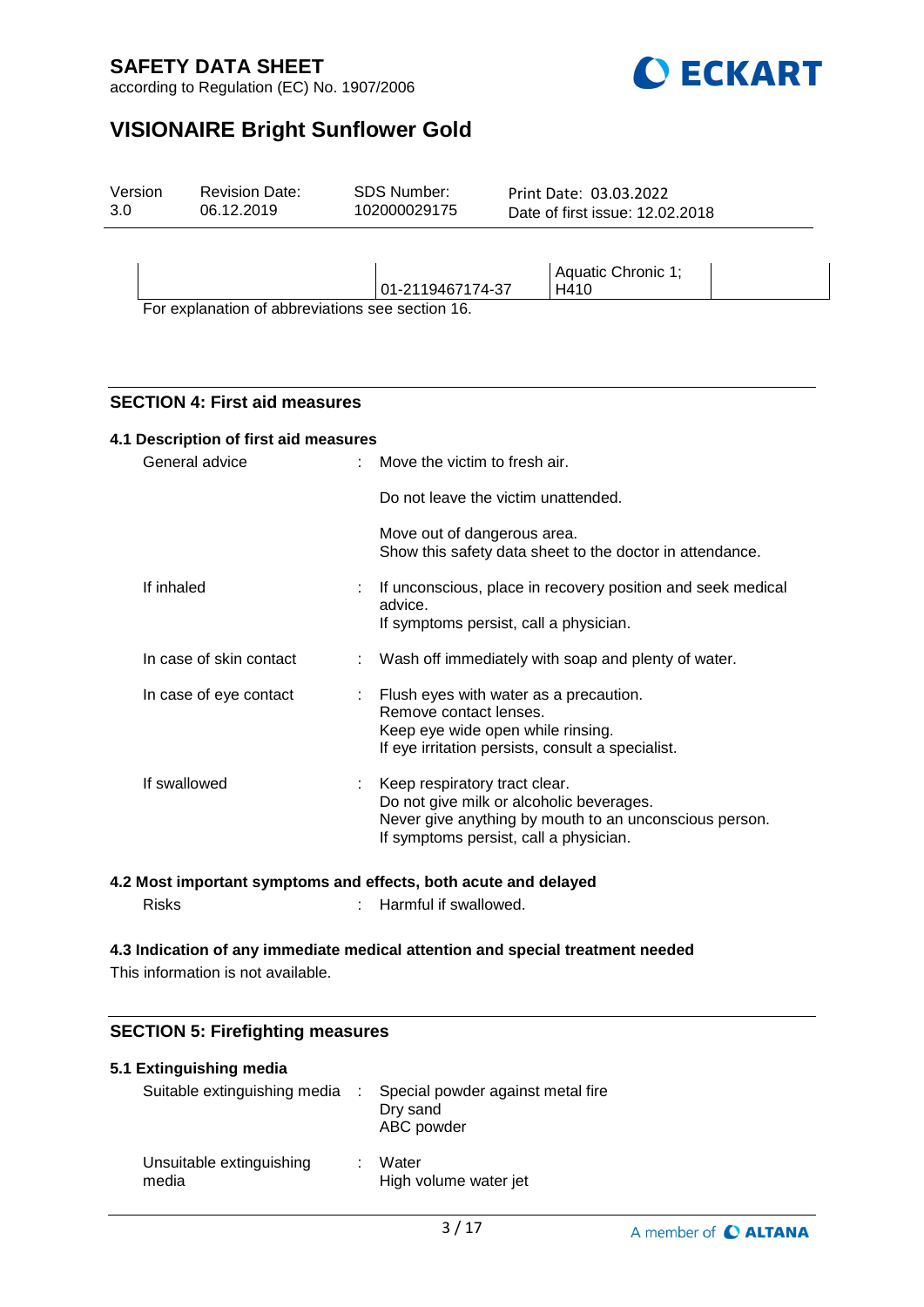| | | | |
|---|---|---|---|
| | 01-2119467174-37 | Aquatic Chronic 1; H410 | |

For explanation of abbreviations see section 16.

## SECTION 4: First aid measures

### 4.1 Description of first aid measures

General advice : Move the victim to fresh air.

Do not leave the victim unattended.

Move out of dangerous area.
Show this safety data sheet to the doctor in attendance.

If inhaled : If unconscious, place in recovery position and seek medical advice.
If symptoms persist, call a physician.

In case of skin contact : Wash off immediately with soap and plenty of water.

In case of eye contact : Flush eyes with water as a precaution.
Remove contact lenses.
Keep eye wide open while rinsing.
If eye irritation persists, consult a specialist.

If swallowed : Keep respiratory tract clear.
Do not give milk or alcoholic beverages.
Never give anything by mouth to an unconscious person.
If symptoms persist, call a physician.

### 4.2 Most important symptoms and effects, both acute and delayed

Risks : Harmful if swallowed.

### 4.3 Indication of any immediate medical attention and special treatment needed

This information is not available.

## SECTION 5: Firefighting measures

### 5.1 Extinguishing media

Suitable extinguishing media : Special powder against metal fire
Dry sand
ABC powder

Unsuitable extinguishing media : Water
High volume water jet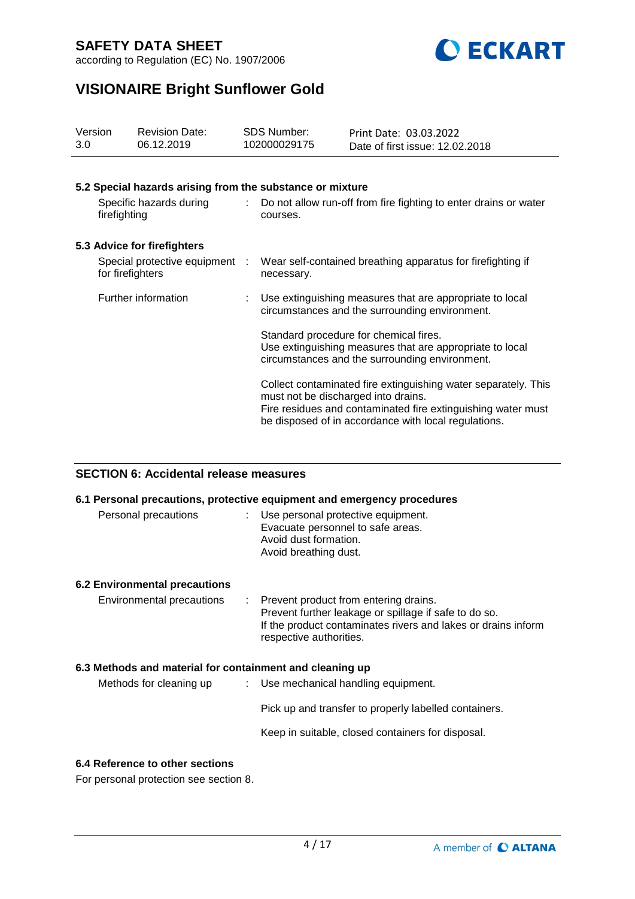### 5.2 Special hazards arising from the substance or mixture

| | |
|---|---|
| Specific hazards during firefighting | Do not allow run-off from fire fighting to enter drains or water courses. |

### 5.3 Advice for firefighters

| | |
|---|---|
| Special protective equipment for firefighters | Wear self-contained breathing apparatus for firefighting if necessary. |
| Further information | Use extinguishing measures that are appropriate to local circumstances and the surrounding environment.<br><br>Standard procedure for chemical fires.<br>Use extinguishing measures that are appropriate to local circumstances and the surrounding environment.<br><br>Collect contaminated fire extinguishing water separately. This must not be discharged into drains.<br>Fire residues and contaminated fire extinguishing water must be disposed of in accordance with local regulations. |

## SECTION 6: Accidental release measures

### 6.1 Personal precautions, protective equipment and emergency procedures

| | |
|---|---|
| Personal precautions | Use personal protective equipment.<br>Evacuate personnel to safe areas.<br>Avoid dust formation.<br>Avoid breathing dust. |

### 6.2 Environmental precautions

| | |
|---|---|
| Environmental precautions | Prevent product from entering drains.<br>Prevent further leakage or spillage if safe to do so.<br>If the product contaminates rivers and lakes or drains inform respective authorities. |

### 6.3 Methods and material for containment and cleaning up

| | |
|---|---|
| Methods for cleaning up | Use mechanical handling equipment.<br><br>Pick up and transfer to properly labelled containers.<br><br>Keep in suitable, closed containers for disposal. |

### 6.4 Reference to other sections

For personal protection see section 8.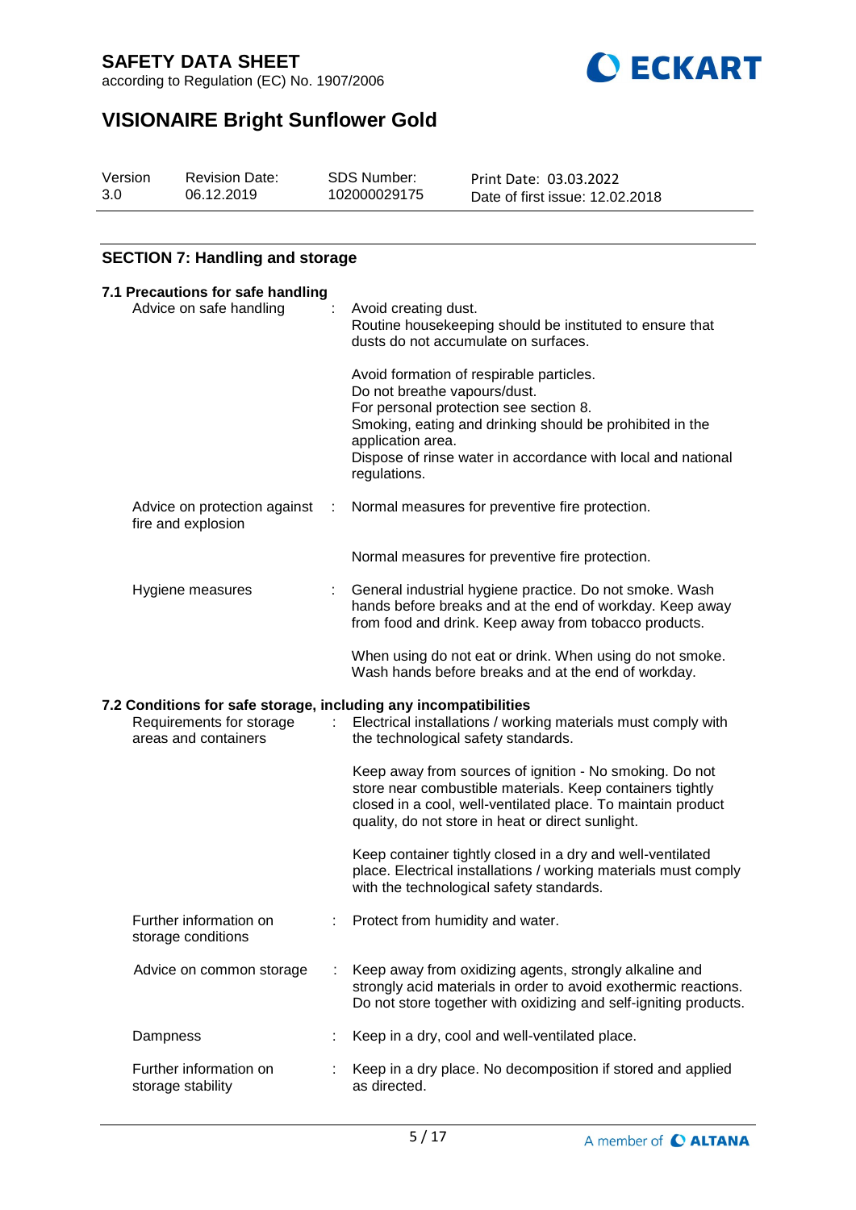## SECTION 7: Handling and storage

### 7.1 Precautions for safe handling

| | |
|---|---|
| Advice on safe handling | Avoid creating dust.<br>Routine housekeeping should be instituted to ensure that dusts do not accumulate on surfaces.<br><br>Avoid formation of respirable particles.<br>Do not breathe vapours/dust.<br>For personal protection see section 8.<br>Smoking, eating and drinking should be prohibited in the application area.<br>Dispose of rinse water in accordance with local and national regulations. |
| Advice on protection against fire and explosion | Normal measures for preventive fire protection.<br><br>Normal measures for preventive fire protection. |
| Hygiene measures | General industrial hygiene practice. Do not smoke. Wash hands before breaks and at the end of workday. Keep away from food and drink. Keep away from tobacco products.<br><br>When using do not eat or drink. When using do not smoke. Wash hands before breaks and at the end of workday. |

### 7.2 Conditions for safe storage, including any incompatibilities

| | |
|---|---|
| Requirements for storage areas and containers | Electrical installations / working materials must comply with the technological safety standards.<br><br>Keep away from sources of ignition - No smoking. Do not store near combustible materials. Keep containers tightly closed in a cool, well-ventilated place. To maintain product quality, do not store in heat or direct sunlight.<br><br>Keep container tightly closed in a dry and well-ventilated place. Electrical installations / working materials must comply with the technological safety standards. |
| Further information on storage conditions | Protect from humidity and water. |
| Advice on common storage | Keep away from oxidizing agents, strongly alkaline and strongly acid materials in order to avoid exothermic reactions. Do not store together with oxidizing and self-igniting products. |
| Dampness | Keep in a dry, cool and well-ventilated place. |
| Further information on storage stability | Keep in a dry place. No decomposition if stored and applied as directed. |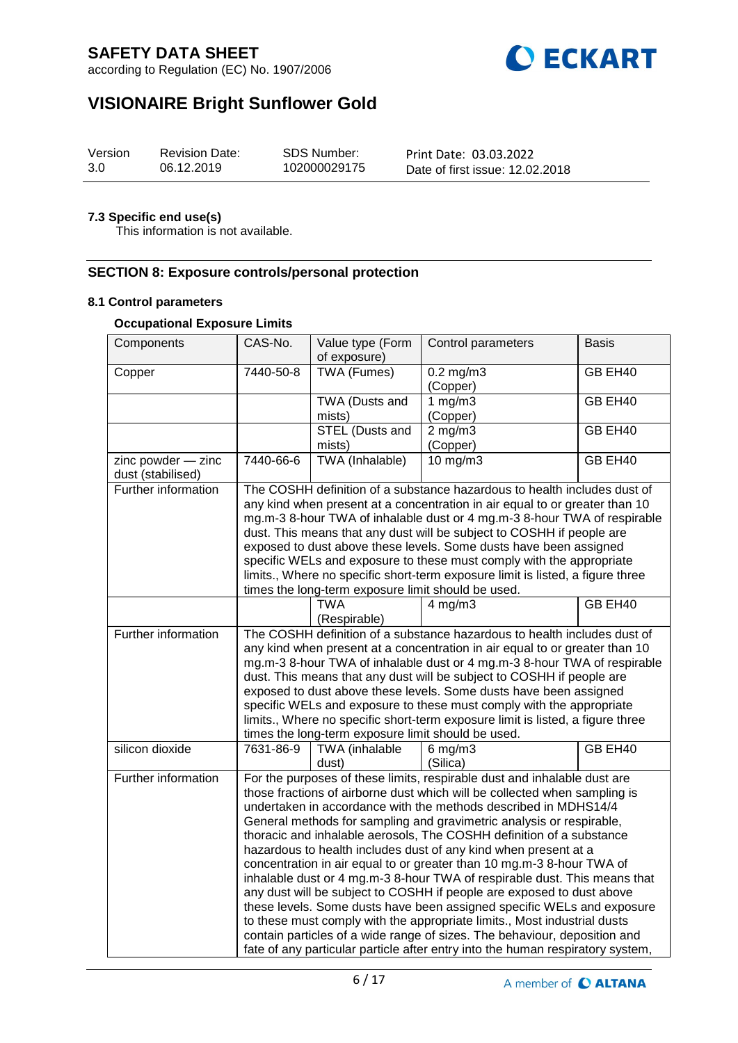### 7.3 Specific end use(s)

This information is not available.

## SECTION 8: Exposure controls/personal protection

### 8.1 Control parameters

**Occupational Exposure Limits**

| Components | CAS-No. | Value type (Form of exposure) | Control parameters | Basis |
|---|---|---|---|---|
| Copper | 7440-50-8 | TWA (Fumes) | 0.2 mg/m3 (Copper) | GB EH40 |
| | | TWA (Dusts and mists) | 1 mg/m3 (Copper) | GB EH40 |
| | | STEL (Dusts and mists) | 2 mg/m3 (Copper) | GB EH40 |
| zinc powder — zinc dust (stabilised) | 7440-66-6 | TWA (Inhalable) | 10 mg/m3 | GB EH40 |
| Further information | The COSHH definition of a substance hazardous to health includes dust of any kind when present at a concentration in air equal to or greater than 10 mg.m-3 8-hour TWA of inhalable dust or 4 mg.m-3 8-hour TWA of respirable dust. This means that any dust will be subject to COSHH if people are exposed to dust above these levels. Some dusts have been assigned specific WELs and exposure to these must comply with the appropriate limits., Where no specific short-term exposure limit is listed, a figure three times the long-term exposure limit should be used. | | | |
| | | TWA (Respirable) | 4 mg/m3 | GB EH40 |
| Further information | The COSHH definition of a substance hazardous to health includes dust of any kind when present at a concentration in air equal to or greater than 10 mg.m-3 8-hour TWA of inhalable dust or 4 mg.m-3 8-hour TWA of respirable dust. This means that any dust will be subject to COSHH if people are exposed to dust above these levels. Some dusts have been assigned specific WELs and exposure to these must comply with the appropriate limits., Where no specific short-term exposure limit is listed, a figure three times the long-term exposure limit should be used. | | | |
| silicon dioxide | 7631-86-9 | TWA (inhalable dust) | 6 mg/m3 (Silica) | GB EH40 |
| Further information | For the purposes of these limits, respirable dust and inhalable dust are those fractions of airborne dust which will be collected when sampling is undertaken in accordance with the methods described in MDHS14/4 General methods for sampling and gravimetric analysis or respirable, thoracic and inhalable aerosols, The COSHH definition of a substance hazardous to health includes dust of any kind when present at a concentration in air equal to or greater than 10 mg.m-3 8-hour TWA of inhalable dust or 4 mg.m-3 8-hour TWA of respirable dust. This means that any dust will be subject to COSHH if people are exposed to dust above these levels. Some dusts have been assigned specific WELs and exposure to these must comply with the appropriate limits., Most industrial dusts contain particles of a wide range of sizes. The behaviour, deposition and fate of any particular particle after entry into the human respiratory system, | | | |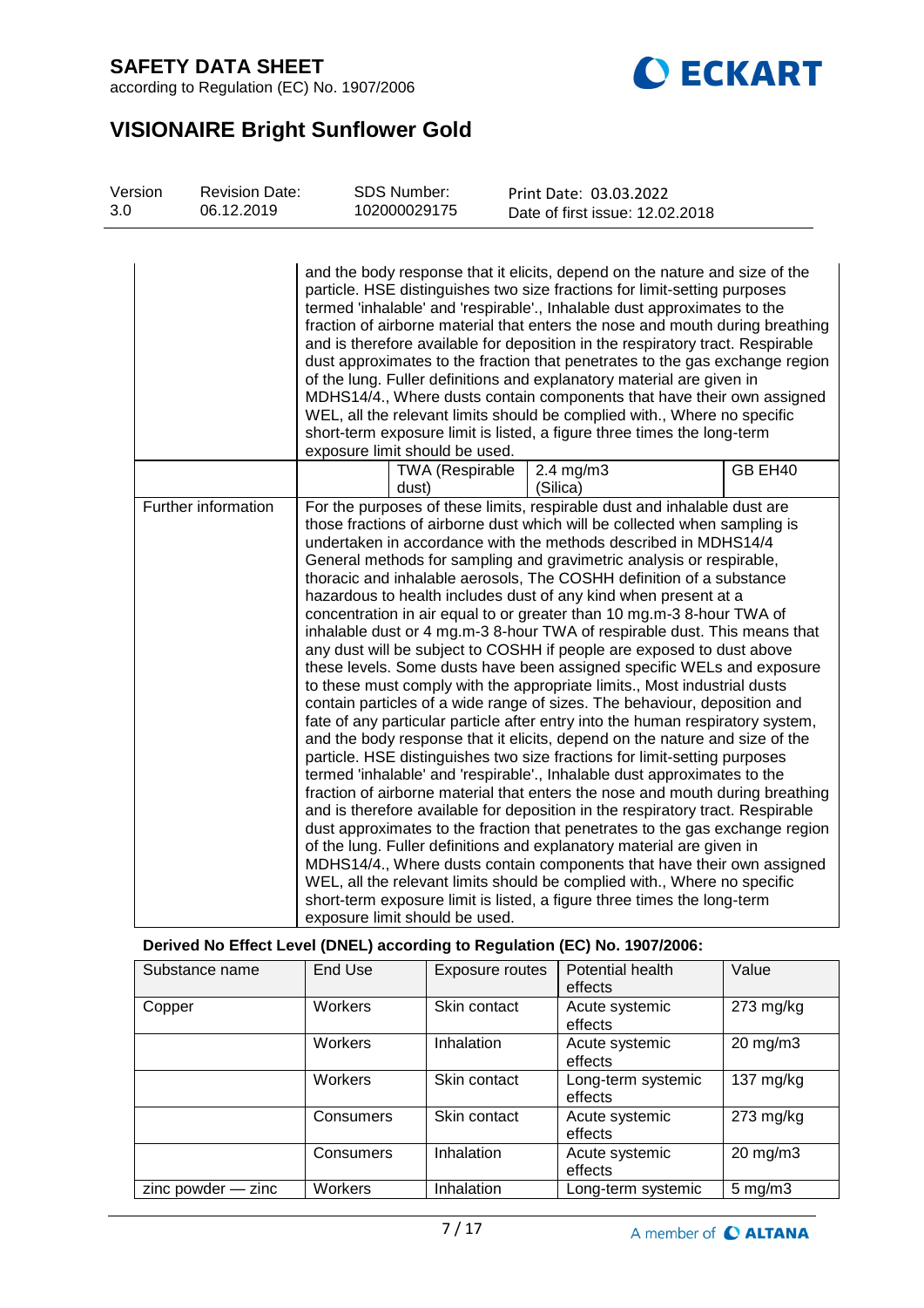| | | | | |
|---|---|---|---|---|
| | and the body response that it elicits, depend on the nature and size of the particle. HSE distinguishes two size fractions for limit-setting purposes termed 'inhalable' and 'respirable'., Inhalable dust approximates to the fraction of airborne material that enters the nose and mouth during breathing and is therefore available for deposition in the respiratory tract. Respirable dust approximates to the fraction that penetrates to the gas exchange region of the lung. Fuller definitions and explanatory material are given in MDHS14/4., Where dusts contain components that have their own assigned WEL, all the relevant limits should be complied with., Where no specific short-term exposure limit is listed, a figure three times the long-term exposure limit should be used. | | | |
| | | TWA (Respirable dust) | 2.4 mg/m3 (Silica) | GB EH40 |
| Further information | For the purposes of these limits, respirable dust and inhalable dust are those fractions of airborne dust which will be collected when sampling is undertaken in accordance with the methods described in MDHS14/4 General methods for sampling and gravimetric analysis or respirable, thoracic and inhalable aerosols, The COSHH definition of a substance hazardous to health includes dust of any kind when present at a concentration in air equal to or greater than 10 mg.m-3 8-hour TWA of inhalable dust or 4 mg.m-3 8-hour TWA of respirable dust. This means that any dust will be subject to COSHH if people are exposed to dust above these levels. Some dusts have been assigned specific WELs and exposure to these must comply with the appropriate limits., Most industrial dusts contain particles of a wide range of sizes. The behaviour, deposition and fate of any particular particle after entry into the human respiratory system, and the body response that it elicits, depend on the nature and size of the particle. HSE distinguishes two size fractions for limit-setting purposes termed 'inhalable' and 'respirable'., Inhalable dust approximates to the fraction of airborne material that enters the nose and mouth during breathing and is therefore available for deposition in the respiratory tract. Respirable dust approximates to the fraction that penetrates to the gas exchange region of the lung. Fuller definitions and explanatory material are given in MDHS14/4., Where dusts contain components that have their own assigned WEL, all the relevant limits should be complied with., Where no specific short-term exposure limit is listed, a figure three times the long-term exposure limit should be used. | | | |

**Derived No Effect Level (DNEL) according to Regulation (EC) No. 1907/2006:**

| Substance name | End Use | Exposure routes | Potential health effects | Value |
|---|---|---|---|---|
| Copper | Workers | Skin contact | Acute systemic effects | 273 mg/kg |
| | Workers | Inhalation | Acute systemic effects | 20 mg/m3 |
| | Workers | Skin contact | Long-term systemic effects | 137 mg/kg |
| | Consumers | Skin contact | Acute systemic effects | 273 mg/kg |
| | Consumers | Inhalation | Acute systemic effects | 20 mg/m3 |
| zinc powder — zinc | Workers | Inhalation | Long-term systemic | 5 mg/m3 |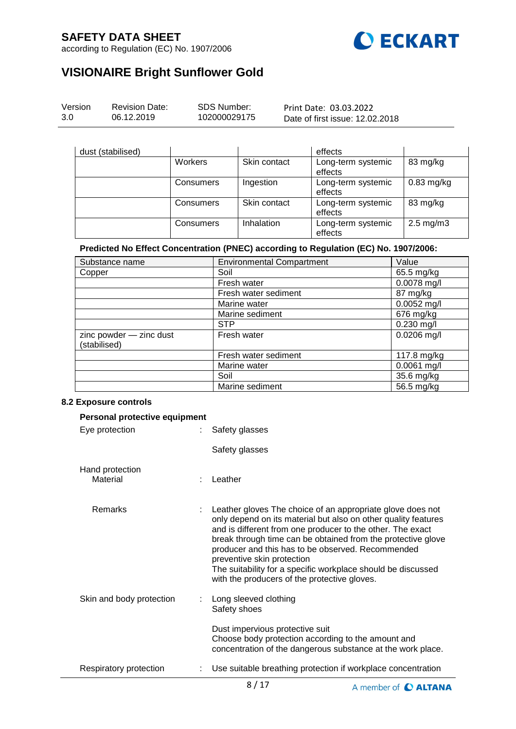| | | | | |
|---|---|---|---|---|
| dust (stabilised) | | | effects | |
| | Workers | Skin contact | Long-term systemic effects | 83 mg/kg |
| | Consumers | Ingestion | Long-term systemic effects | 0.83 mg/kg |
| | Consumers | Skin contact | Long-term systemic effects | 83 mg/kg |
| | Consumers | Inhalation | Long-term systemic effects | 2.5 mg/m3 |

**Predicted No Effect Concentration (PNEC) according to Regulation (EC) No. 1907/2006:**

| Substance name | Environmental Compartment | Value |
|---|---|---|
| Copper | Soil | 65.5 mg/kg |
| | Fresh water | 0.0078 mg/l |
| | Fresh water sediment | 87 mg/kg |
| | Marine water | 0.0052 mg/l |
| | Marine sediment | 676 mg/kg |
| | STP | 0.230 mg/l |
| zinc powder — zinc dust (stabilised) | Fresh water | 0.0206 mg/l |
| | Fresh water sediment | 117.8 mg/kg |
| | Marine water | 0.0061 mg/l |
| | Soil | 35.6 mg/kg |
| | Marine sediment | 56.5 mg/kg |

**8.2 Exposure controls**

**Personal protective equipment**

Eye protection : Safety glasses

Safety glasses

Hand protection
Material : Leather

Remarks : Leather gloves The choice of an appropriate glove does not only depend on its material but also on other quality features and is different from one producer to the other. The exact break through time can be obtained from the protective glove producer and this has to be observed. Recommended preventive skin protection
The suitability for a specific workplace should be discussed with the producers of the protective gloves.

Skin and body protection : Long sleeved clothing
Safety shoes

Dust impervious protective suit
Choose body protection according to the amount and concentration of the dangerous substance at the work place.

Respiratory protection : Use suitable breathing protection if workplace concentration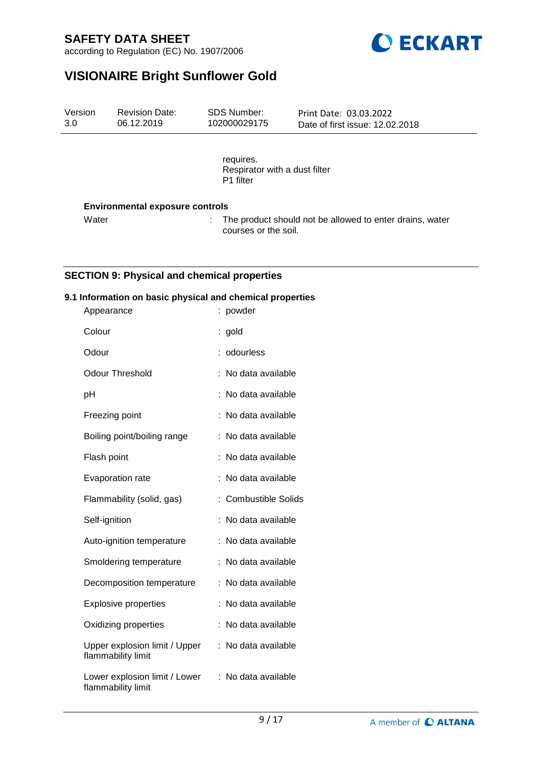requires.
Respirator with a dust filter
P1 filter

**Environmental exposure controls**

| | |
|---|---|
| Water | : The product should not be allowed to enter drains, water courses or the soil. |

## SECTION 9: Physical and chemical properties

### 9.1 Information on basic physical and chemical properties

| | |
|---|---|
| Appearance | : powder |
| Colour | : gold |
| Odour | : odourless |
| Odour Threshold | : No data available |
| pH | : No data available |
| Freezing point | : No data available |
| Boiling point/boiling range | : No data available |
| Flash point | : No data available |
| Evaporation rate | : No data available |
| Flammability (solid, gas) | : Combustible Solids |
| Self-ignition | : No data available |
| Auto-ignition temperature | : No data available |
| Smoldering temperature | : No data available |
| Decomposition temperature | : No data available |
| Explosive properties | : No data available |
| Oxidizing properties | : No data available |
| Upper explosion limit / Upper flammability limit | : No data available |
| Lower explosion limit / Lower flammability limit | : No data available |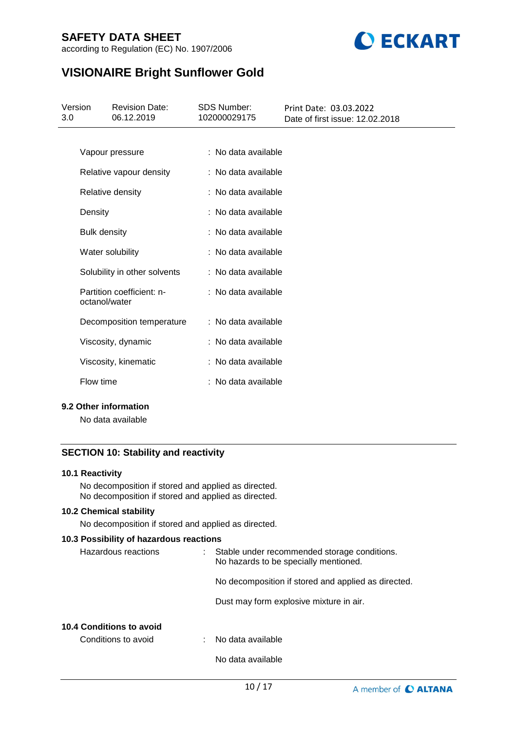| | |
|---|---|
| Vapour pressure | : No data available |
| Relative vapour density | : No data available |
| Relative density | : No data available |
| Density | : No data available |
| Bulk density | : No data available |
| Water solubility | : No data available |
| Solubility in other solvents | : No data available |
| Partition coefficient: n-octanol/water | : No data available |
| Decomposition temperature | : No data available |
| Viscosity, dynamic | : No data available |
| Viscosity, kinematic | : No data available |
| Flow time | : No data available |

### 9.2 Other information

No data available

## SECTION 10: Stability and reactivity

### 10.1 Reactivity

No decomposition if stored and applied as directed.
No decomposition if stored and applied as directed.

### 10.2 Chemical stability

No decomposition if stored and applied as directed.

### 10.3 Possibility of hazardous reactions

Hazardous reactions : Stable under recommended storage conditions.
No hazards to be specially mentioned.

No decomposition if stored and applied as directed.

Dust may form explosive mixture in air.

### 10.4 Conditions to avoid

Conditions to avoid : No data available

No data available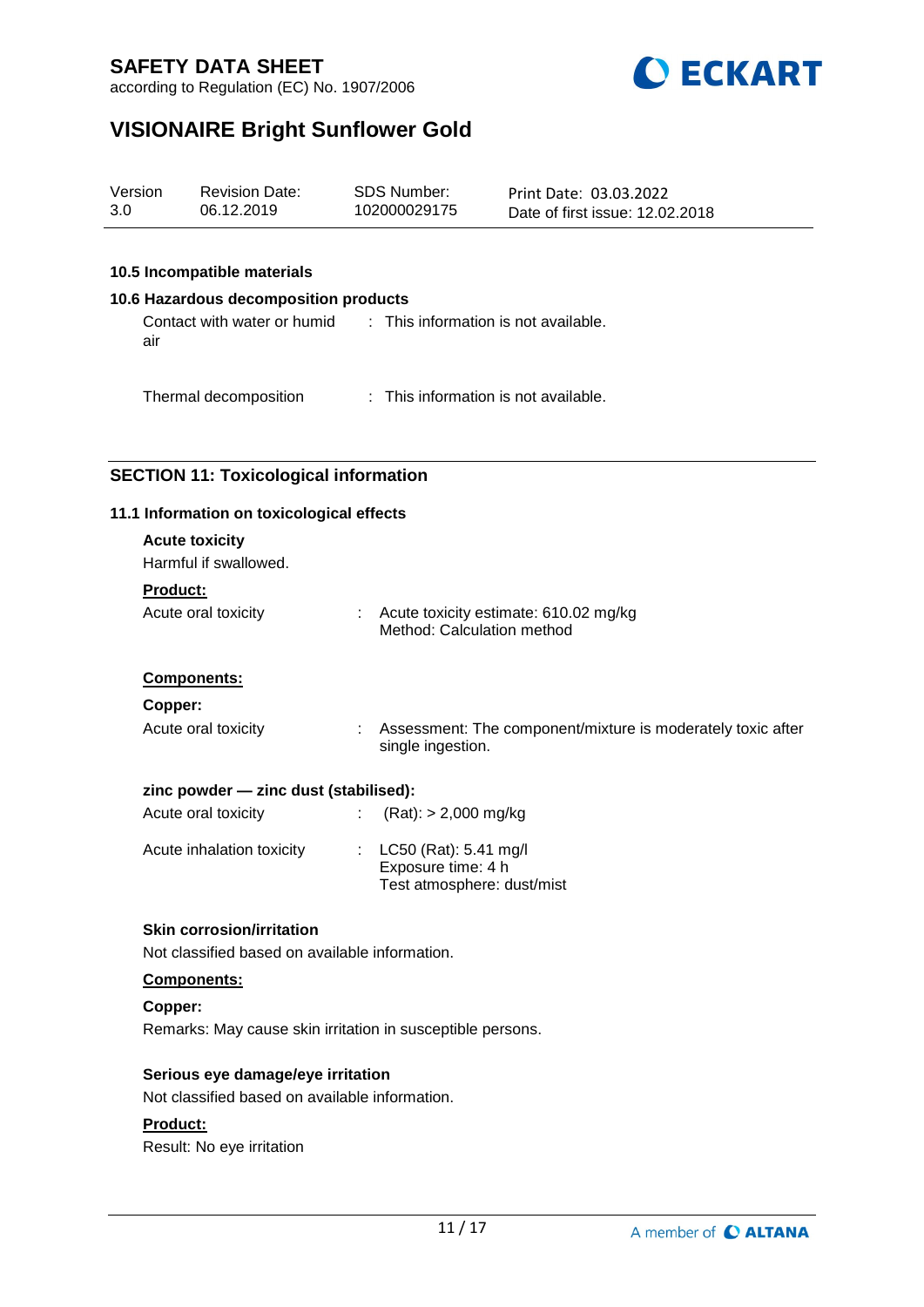### 10.5 Incompatible materials

### 10.6 Hazardous decomposition products

Contact with water or humid air : This information is not available.

Thermal decomposition : This information is not available.

## SECTION 11: Toxicological information

### 11.1 Information on toxicological effects

**Acute toxicity**

Harmful if swallowed.

**Product:**

Acute oral toxicity : Acute toxicity estimate: 610.02 mg/kg
Method: Calculation method

**Components:**

**Copper:**

Acute oral toxicity : Assessment: The component/mixture is moderately toxic after single ingestion.

**zinc powder — zinc dust (stabilised):**

Acute oral toxicity : (Rat): > 2,000 mg/kg

Acute inhalation toxicity : LC50 (Rat): 5.41 mg/l
Exposure time: 4 h
Test atmosphere: dust/mist

**Skin corrosion/irritation**

Not classified based on available information.

**Components:**

**Copper:**

Remarks: May cause skin irritation in susceptible persons.

**Serious eye damage/eye irritation**

Not classified based on available information.

**Product:**

Result: No eye irritation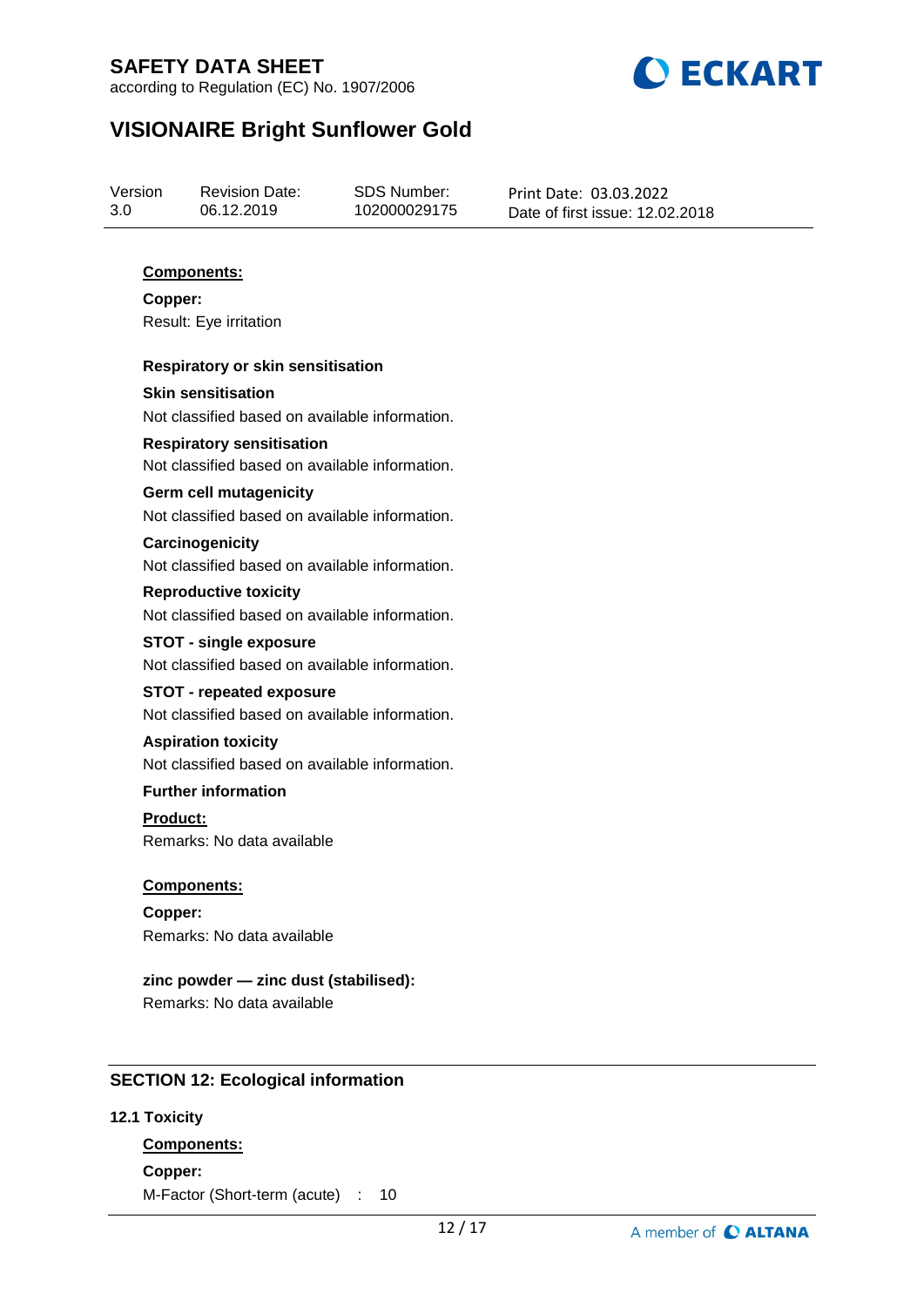**Components:**

**Copper:**

Result: Eye irritation

**Respiratory or skin sensitisation**

**Skin sensitisation**

Not classified based on available information.

**Respiratory sensitisation**

Not classified based on available information.

**Germ cell mutagenicity**

Not classified based on available information.

**Carcinogenicity**

Not classified based on available information.

**Reproductive toxicity**

Not classified based on available information.

**STOT - single exposure**

Not classified based on available information.

**STOT - repeated exposure**

Not classified based on available information.

**Aspiration toxicity**

Not classified based on available information.

**Further information**

**Product:**

Remarks: No data available

**Components:**

**Copper:**

Remarks: No data available

**zinc powder — zinc dust (stabilised):**

Remarks: No data available

## SECTION 12: Ecological information

### 12.1 Toxicity

**Components:**

**Copper:**

M-Factor (Short-term (acute) : 10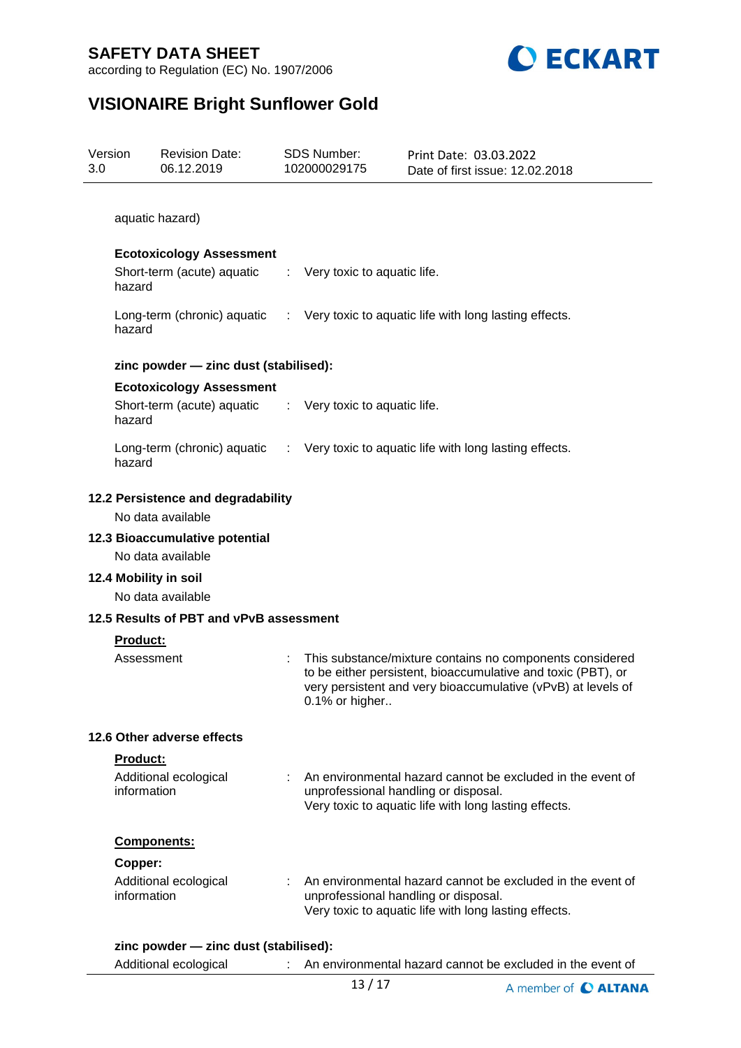aquatic hazard)

**Ecotoxicology Assessment**

Short-term (acute) aquatic hazard : Very toxic to aquatic life.

Long-term (chronic) aquatic hazard : Very toxic to aquatic life with long lasting effects.

**zinc powder — zinc dust (stabilised):**

**Ecotoxicology Assessment**

Short-term (acute) aquatic hazard : Very toxic to aquatic life.

Long-term (chronic) aquatic hazard : Very toxic to aquatic life with long lasting effects.

### 12.2 Persistence and degradability

No data available

### 12.3 Bioaccumulative potential

No data available

### 12.4 Mobility in soil

No data available

### 12.5 Results of PBT and vPvB assessment

**Product:**

Assessment : This substance/mixture contains no components considered to be either persistent, bioaccumulative and toxic (PBT), or very persistent and very bioaccumulative (vPvB) at levels of 0.1% or higher..

### 12.6 Other adverse effects

**Product:**

Additional ecological information : An environmental hazard cannot be excluded in the event of unprofessional handling or disposal.
Very toxic to aquatic life with long lasting effects.

**Components:**

**Copper:**

Additional ecological information : An environmental hazard cannot be excluded in the event of unprofessional handling or disposal.
Very toxic to aquatic life with long lasting effects.

**zinc powder — zinc dust (stabilised):**

Additional ecological : An environmental hazard cannot be excluded in the event of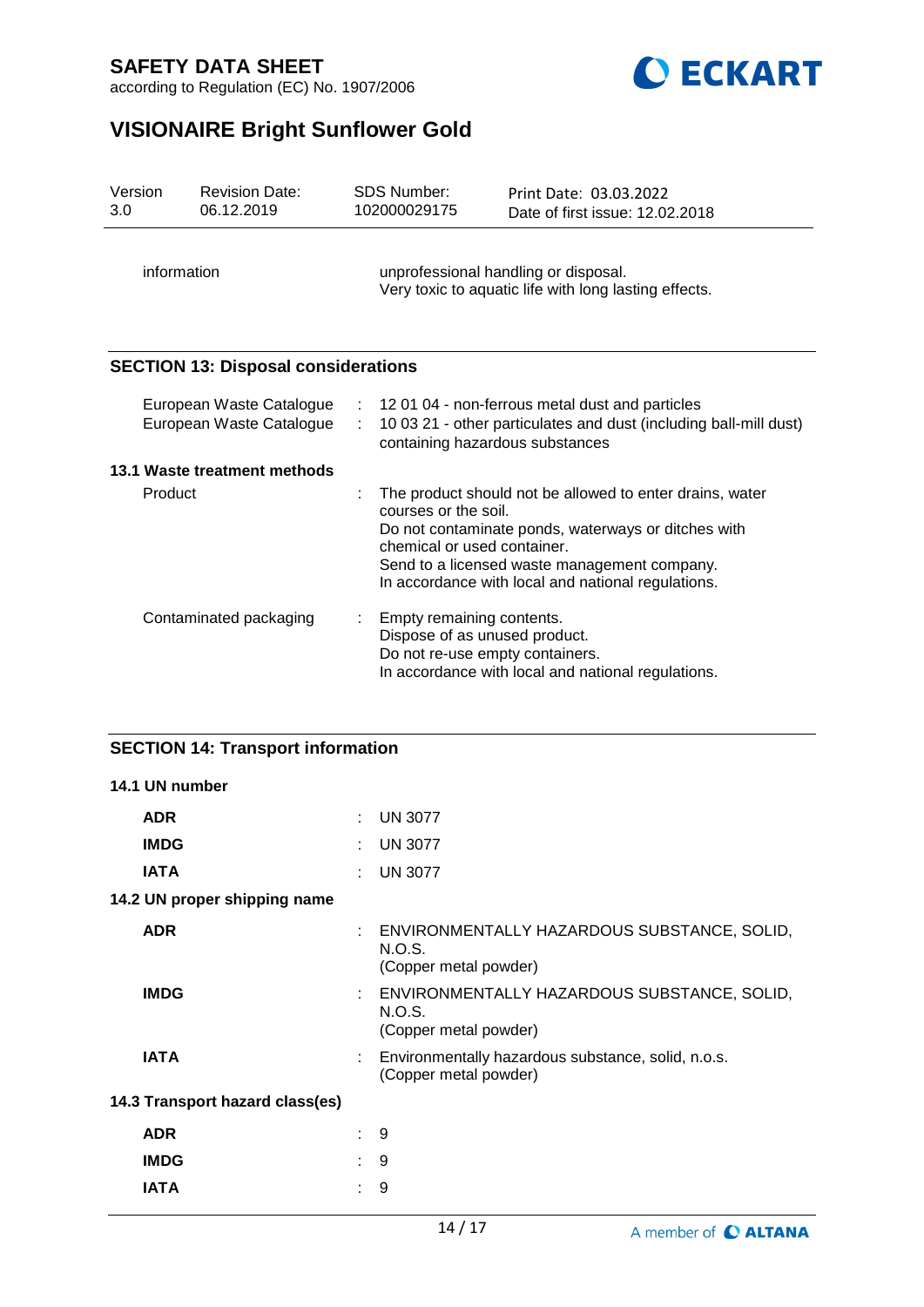| | | |
|---|---|---|
| information | | unprofessional handling or disposal.<br>Very toxic to aquatic life with long lasting effects. |

## SECTION 13: Disposal considerations

| | | |
|---|---|---|
| European Waste Catalogue | : | 12 01 04 - non-ferrous metal dust and particles |
| European Waste Catalogue | : | 10 03 21 - other particulates and dust (including ball-mill dust) containing hazardous substances |

**13.1 Waste treatment methods**

| | | |
|---|---|---|
| Product | : | The product should not be allowed to enter drains, water courses or the soil.<br>Do not contaminate ponds, waterways or ditches with chemical or used container.<br>Send to a licensed waste management company.<br>In accordance with local and national regulations. |
| Contaminated packaging | : | Empty remaining contents.<br>Dispose of as unused product.<br>Do not re-use empty containers.<br>In accordance with local and national regulations. |

## SECTION 14: Transport information

**14.1 UN number**

| | | |
|---|---|---|
| **ADR** | : | UN 3077 |
| **IMDG** | : | UN 3077 |
| **IATA** | : | UN 3077 |

**14.2 UN proper shipping name**

| | | |
|---|---|---|
| **ADR** | : | ENVIRONMENTALLY HAZARDOUS SUBSTANCE, SOLID, N.O.S.<br>(Copper metal powder) |
| **IMDG** | : | ENVIRONMENTALLY HAZARDOUS SUBSTANCE, SOLID, N.O.S.<br>(Copper metal powder) |
| **IATA** | : | Environmentally hazardous substance, solid, n.o.s.<br>(Copper metal powder) |

**14.3 Transport hazard class(es)**

| | | |
|---|---|---|
| **ADR** | : | 9 |
| **IMDG** | : | 9 |
| **IATA** | : | 9 |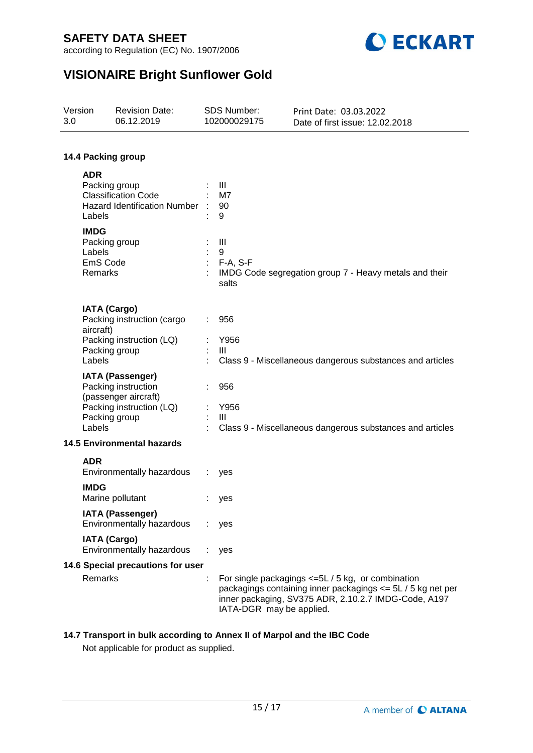### 14.4 Packing group

**ADR**

| | | |
|---|---|---|
| Packing group | : | III |
| Classification Code | : | M7 |
| Hazard Identification Number | : | 90 |
| Labels | : | 9 |

**IMDG**

| | | |
|---|---|---|
| Packing group | : | III |
| Labels | : | 9 |
| EmS Code | : | F-A, S-F |
| Remarks | : | IMDG Code segregation group 7 - Heavy metals and their salts |

**IATA (Cargo)**

| | | |
|---|---|---|
| Packing instruction (cargo aircraft) | : | 956 |
| Packing instruction (LQ) | : | Y956 |
| Packing group | : | III |
| Labels | : | Class 9 - Miscellaneous dangerous substances and articles |

**IATA (Passenger)**

| | | |
|---|---|---|
| Packing instruction (passenger aircraft) | : | 956 |
| Packing instruction (LQ) | : | Y956 |
| Packing group | : | III |
| Labels | : | Class 9 - Miscellaneous dangerous substances and articles |

### 14.5 Environmental hazards

**ADR**

Environmentally hazardous : yes

**IMDG**

Marine pollutant : yes

**IATA (Passenger)**

Environmentally hazardous : yes

**IATA (Cargo)**

Environmentally hazardous : yes

### 14.6 Special precautions for user

Remarks : For single packagings <=5L / 5 kg, or combination packagings containing inner packagings <= 5L / 5 kg net per inner packaging, SV375 ADR, 2.10.2.7 IMDG-Code, A197 IATA-DGR may be applied.

### 14.7 Transport in bulk according to Annex II of Marpol and the IBC Code

Not applicable for product as supplied.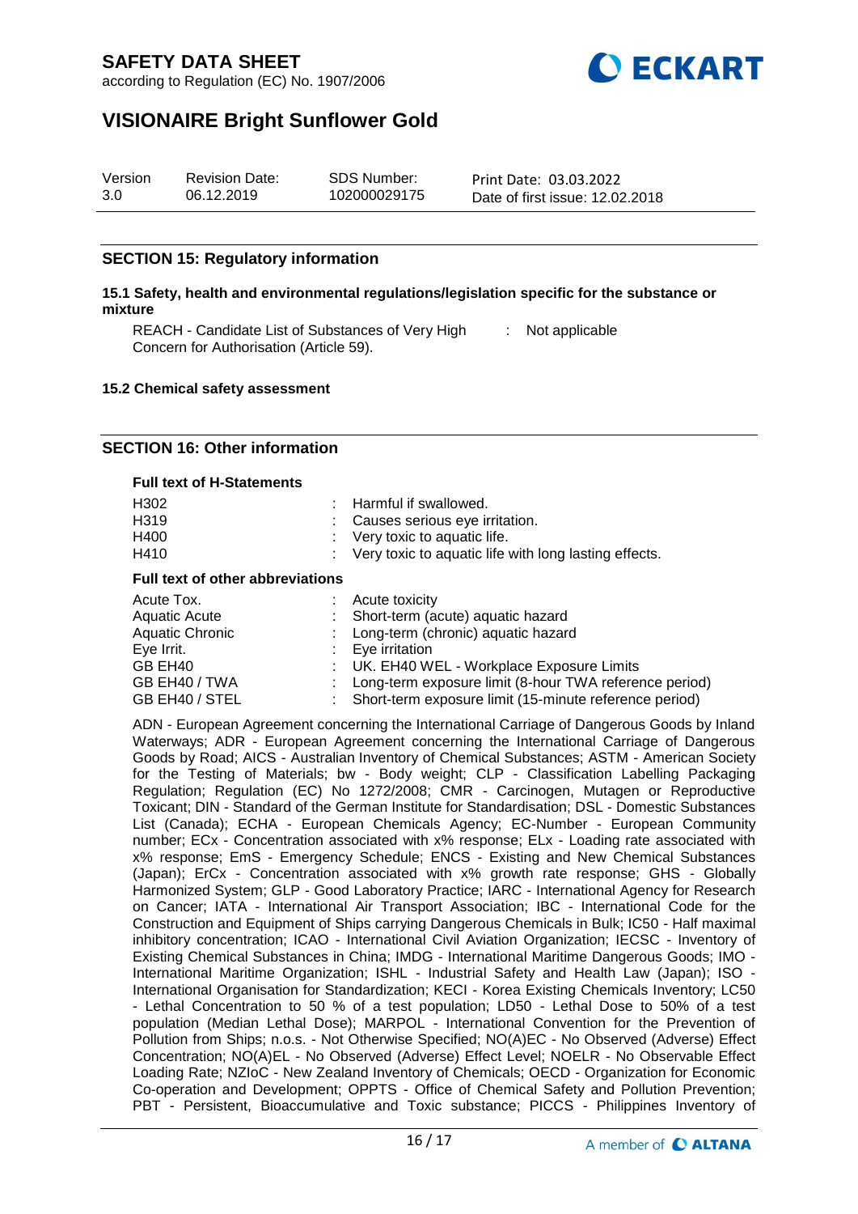## SECTION 15: Regulatory information

**15.1 Safety, health and environmental regulations/legislation specific for the substance or mixture**

| | | |
|---|---|---|
| REACH - Candidate List of Substances of Very High Concern for Authorisation (Article 59). | : | Not applicable |

**15.2 Chemical safety assessment**

## SECTION 16: Other information

**Full text of H-Statements**

| | | |
|---|---|---|
| H302 | : | Harmful if swallowed. |
| H319 | : | Causes serious eye irritation. |
| H400 | : | Very toxic to aquatic life. |
| H410 | : | Very toxic to aquatic life with long lasting effects. |

**Full text of other abbreviations**

| | | |
|---|---|---|
| Acute Tox. | : | Acute toxicity |
| Aquatic Acute | : | Short-term (acute) aquatic hazard |
| Aquatic Chronic | : | Long-term (chronic) aquatic hazard |
| Eye Irrit. | : | Eye irritation |
| GB EH40 | : | UK. EH40 WEL - Workplace Exposure Limits |
| GB EH40 / TWA | : | Long-term exposure limit (8-hour TWA reference period) |
| GB EH40 / STEL | : | Short-term exposure limit (15-minute reference period) |

ADN - European Agreement concerning the International Carriage of Dangerous Goods by Inland Waterways; ADR - European Agreement concerning the International Carriage of Dangerous Goods by Road; AICS - Australian Inventory of Chemical Substances; ASTM - American Society for the Testing of Materials; bw - Body weight; CLP - Classification Labelling Packaging Regulation; Regulation (EC) No 1272/2008; CMR - Carcinogen, Mutagen or Reproductive Toxicant; DIN - Standard of the German Institute for Standardisation; DSL - Domestic Substances List (Canada); ECHA - European Chemicals Agency; EC-Number - European Community number; ECx - Concentration associated with x% response; ELx - Loading rate associated with x% response; EmS - Emergency Schedule; ENCS - Existing and New Chemical Substances (Japan); ErCx - Concentration associated with x% growth rate response; GHS - Globally Harmonized System; GLP - Good Laboratory Practice; IARC - International Agency for Research on Cancer; IATA - International Air Transport Association; IBC - International Code for the Construction and Equipment of Ships carrying Dangerous Chemicals in Bulk; IC50 - Half maximal inhibitory concentration; ICAO - International Civil Aviation Organization; IECSC - Inventory of Existing Chemical Substances in China; IMDG - International Maritime Dangerous Goods; IMO - International Maritime Organization; ISHL - Industrial Safety and Health Law (Japan); ISO - International Organisation for Standardization; KECI - Korea Existing Chemicals Inventory; LC50 - Lethal Concentration to 50 % of a test population; LD50 - Lethal Dose to 50% of a test population (Median Lethal Dose); MARPOL - International Convention for the Prevention of Pollution from Ships; n.o.s. - Not Otherwise Specified; NO(A)EC - No Observed (Adverse) Effect Concentration; NO(A)EL - No Observed (Adverse) Effect Level; NOELR - No Observable Effect Loading Rate; NZIoC - New Zealand Inventory of Chemicals; OECD - Organization for Economic Co-operation and Development; OPPTS - Office of Chemical Safety and Pollution Prevention; PBT - Persistent, Bioaccumulative and Toxic substance; PICCS - Philippines Inventory of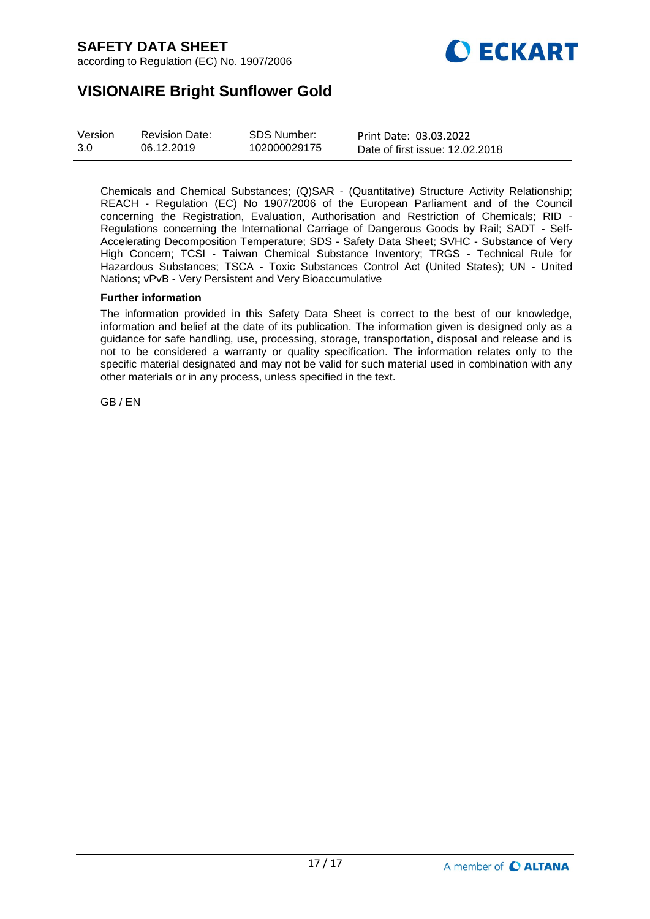Chemicals and Chemical Substances; (Q)SAR - (Quantitative) Structure Activity Relationship; REACH - Regulation (EC) No 1907/2006 of the European Parliament and of the Council concerning the Registration, Evaluation, Authorisation and Restriction of Chemicals; RID - Regulations concerning the International Carriage of Dangerous Goods by Rail; SADT - Self-Accelerating Decomposition Temperature; SDS - Safety Data Sheet; SVHC - Substance of Very High Concern; TCSI - Taiwan Chemical Substance Inventory; TRGS - Technical Rule for Hazardous Substances; TSCA - Toxic Substances Control Act (United States); UN - United Nations; vPvB - Very Persistent and Very Bioaccumulative

**Further information**

The information provided in this Safety Data Sheet is correct to the best of our knowledge, information and belief at the date of its publication. The information given is designed only as a guidance for safe handling, use, processing, storage, transportation, disposal and release and is not to be considered a warranty or quality specification. The information relates only to the specific material designated and may not be valid for such material used in combination with any other materials or in any process, unless specified in the text.

GB / EN